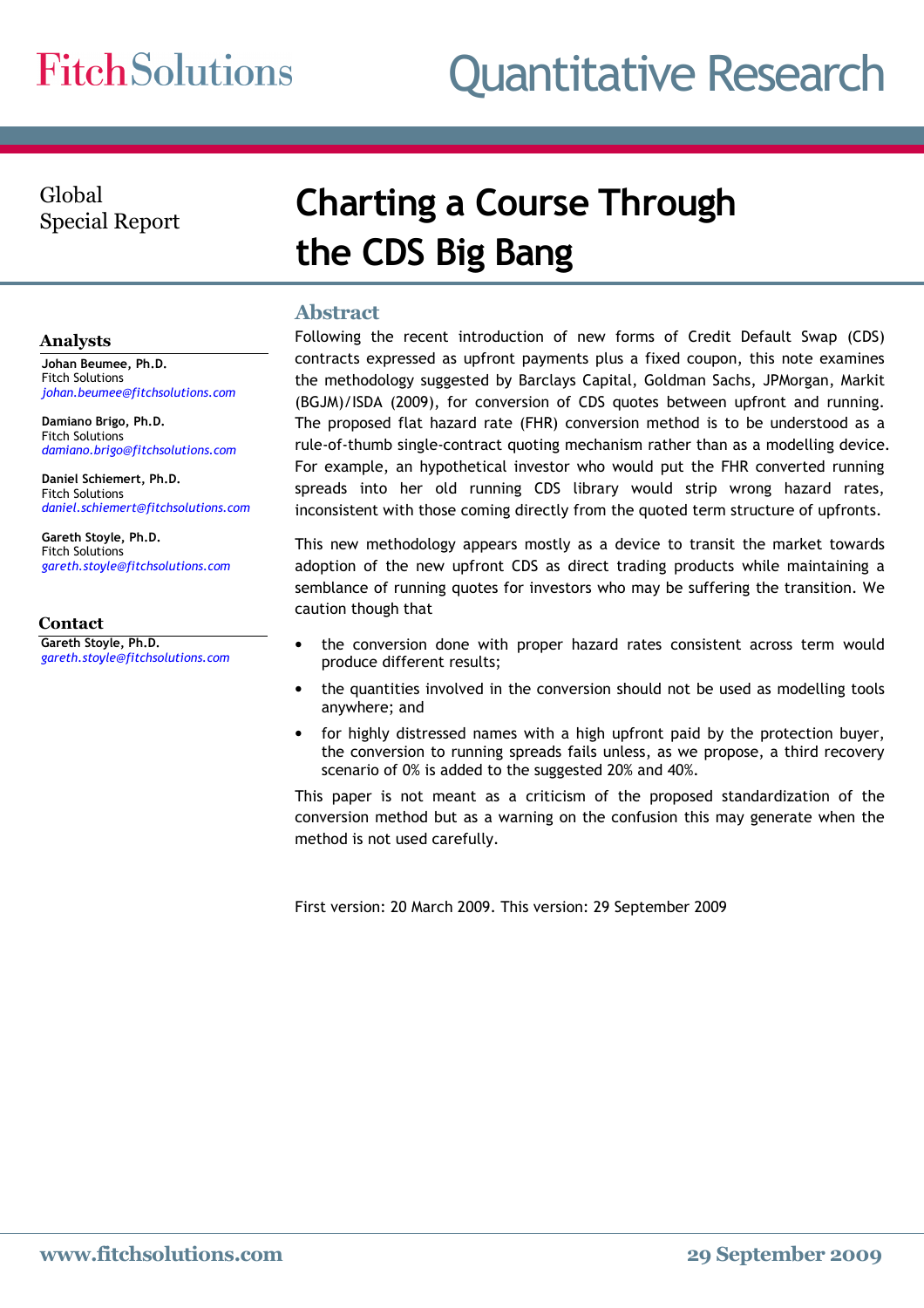FitchSolutions

Quantitative Research

Global
Special Report

# Charting a Course Through the CDS Big Bang

## Analysts

**Johan Beumee, Ph.D.**
Fitch Solutions
*johan.beumee@fitchsolutions.com*

**Damiano Brigo, Ph.D.**
Fitch Solutions
*damiano.brigo@fitchsolutions.com*

**Daniel Schiemert, Ph.D.**
Fitch Solutions
*daniel.schiemert@fitchsolutions.com*

**Gareth Stoyle, Ph.D.**
Fitch Solutions
*gareth.stoyle@fitchsolutions.com*

## Contact

**Gareth Stoyle, Ph.D.**
*gareth.stoyle@fitchsolutions.com*

## Abstract

Following the recent introduction of new forms of Credit Default Swap (CDS) contracts expressed as upfront payments plus a fixed coupon, this note examines the methodology suggested by Barclays Capital, Goldman Sachs, JPMorgan, Markit (BGJM)/ISDA (2009), for conversion of CDS quotes between upfront and running. The proposed flat hazard rate (FHR) conversion method is to be understood as a rule-of-thumb single-contract quoting mechanism rather than as a modelling device. For example, an hypothetical investor who would put the FHR converted running spreads into her old running CDS library would strip wrong hazard rates, inconsistent with those coming directly from the quoted term structure of upfronts.

This new methodology appears mostly as a device to transit the market towards adoption of the new upfront CDS as direct trading products while maintaining a semblance of running quotes for investors who may be suffering the transition. We caution though that

- the conversion done with proper hazard rates consistent across term would produce different results;
- the quantities involved in the conversion should not be used as modelling tools anywhere; and
- for highly distressed names with a high upfront paid by the protection buyer, the conversion to running spreads fails unless, as we propose, a third recovery scenario of 0% is added to the suggested 20% and 40%.

This paper is not meant as a criticism of the proposed standardization of the conversion method but as a warning on the confusion this may generate when the method is not used carefully.

First version: 20 March 2009. This version: 29 September 2009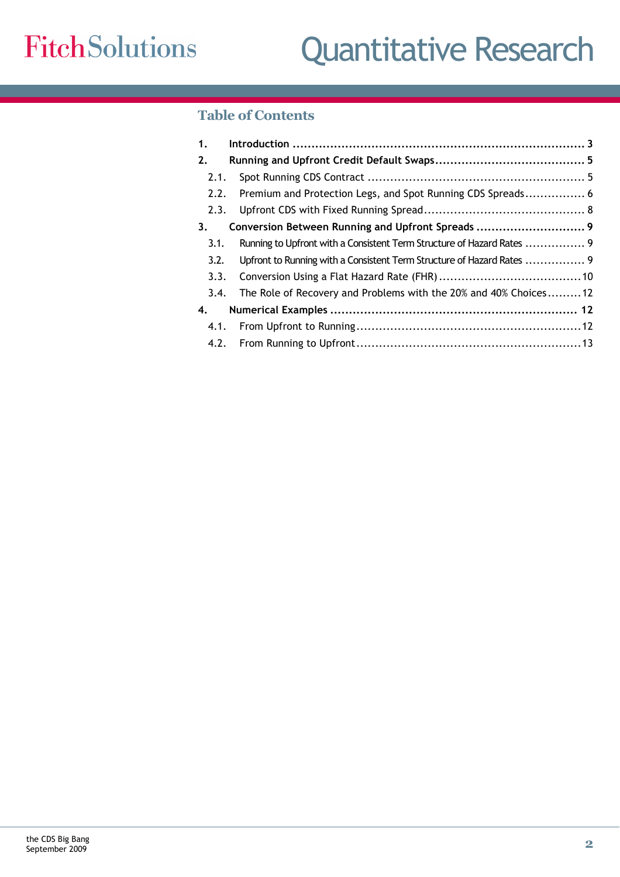## Table of Contents

| | | |
|---|---|---|
| **1.** | **Introduction** | **3** |
| **2.** | **Running and Upfront Credit Default Swaps** | **5** |
| 2.1. | Spot Running CDS Contract | 5 |
| 2.2. | Premium and Protection Legs, and Spot Running CDS Spreads | 6 |
| 2.3. | Upfront CDS with Fixed Running Spread | 8 |
| **3.** | **Conversion Between Running and Upfront Spreads** | **9** |
| 3.1. | Running to Upfront with a Consistent Term Structure of Hazard Rates | 9 |
| 3.2. | Upfront to Running with a Consistent Term Structure of Hazard Rates | 9 |
| 3.3. | Conversion Using a Flat Hazard Rate (FHR) | 10 |
| 3.4. | The Role of Recovery and Problems with the 20% and 40% Choices | 12 |
| **4.** | **Numerical Examples** | **12** |
| 4.1. | From Upfront to Running | 12 |
| 4.2. | From Running to Upfront | 13 |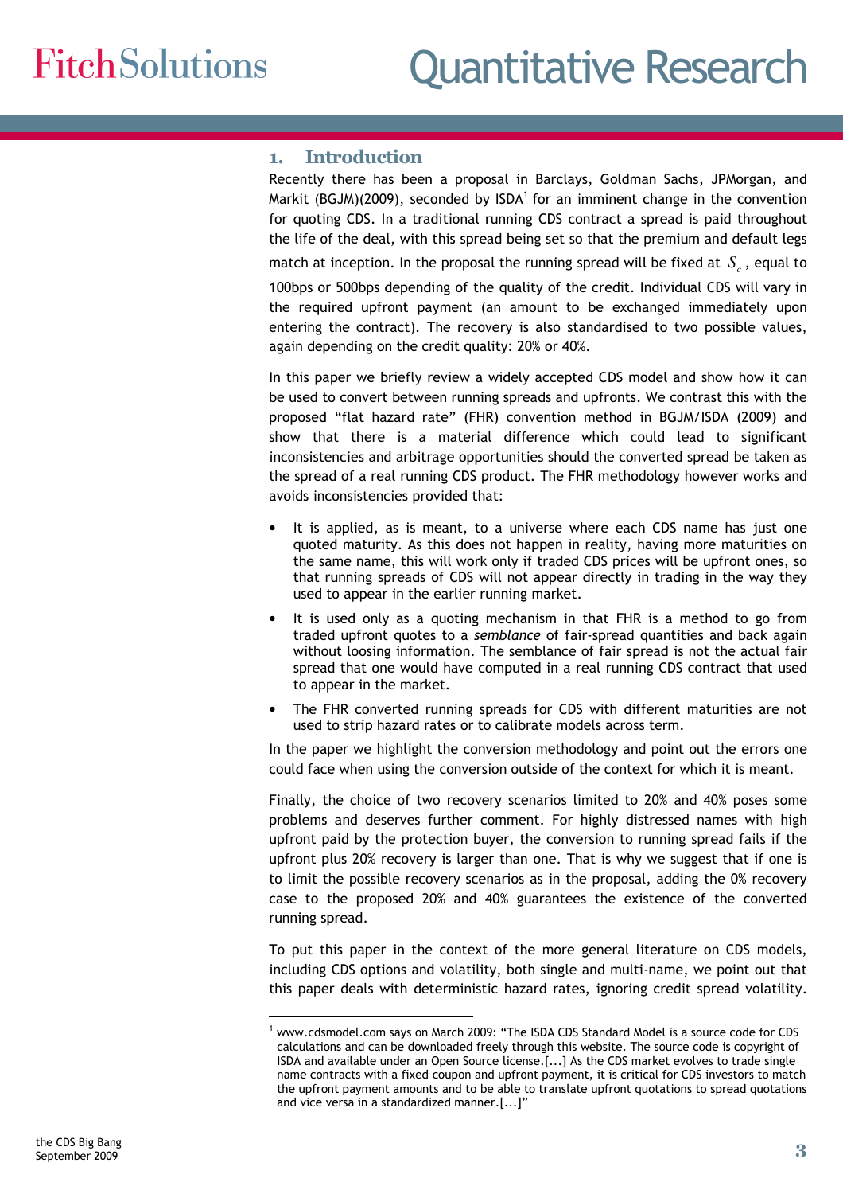## 1. Introduction

Recently there has been a proposal in Barclays, Goldman Sachs, JPMorgan, and Markit (BGJM)(2009), seconded by ISDA[1] for an imminent change in the convention for quoting CDS. In a traditional running CDS contract a spread is paid throughout the life of the deal, with this spread being set so that the premium and default legs match at inception. In the proposal the running spread will be fixed at $S_c$, equal to 100bps or 500bps depending of the quality of the credit. Individual CDS will vary in the required upfront payment (an amount to be exchanged immediately upon entering the contract). The recovery is also standardised to two possible values, again depending on the credit quality: 20% or 40%.

In this paper we briefly review a widely accepted CDS model and show how it can be used to convert between running spreads and upfronts. We contrast this with the proposed "flat hazard rate" (FHR) convention method in BGJM/ISDA (2009) and show that there is a material difference which could lead to significant inconsistencies and arbitrage opportunities should the converted spread be taken as the spread of a real running CDS product. The FHR methodology however works and avoids inconsistencies provided that:

- It is applied, as is meant, to a universe where each CDS name has just one quoted maturity. As this does not happen in reality, having more maturities on the same name, this will work only if traded CDS prices will be upfront ones, so that running spreads of CDS will not appear directly in trading in the way they used to appear in the earlier running market.
- It is used only as a quoting mechanism in that FHR is a method to go from traded upfront quotes to a *semblance* of fair-spread quantities and back again without loosing information. The semblance of fair spread is not the actual fair spread that one would have computed in a real running CDS contract that used to appear in the market.
- The FHR converted running spreads for CDS with different maturities are not used to strip hazard rates or to calibrate models across term.

In the paper we highlight the conversion methodology and point out the errors one could face when using the conversion outside of the context for which it is meant.

Finally, the choice of two recovery scenarios limited to 20% and 40% poses some problems and deserves further comment. For highly distressed names with high upfront paid by the protection buyer, the conversion to running spread fails if the upfront plus 20% recovery is larger than one. That is why we suggest that if one is to limit the possible recovery scenarios as in the proposal, adding the 0% recovery case to the proposed 20% and 40% guarantees the existence of the converted running spread.

To put this paper in the context of the more general literature on CDS models, including CDS options and volatility, both single and multi-name, we point out that this paper deals with deterministic hazard rates, ignoring credit spread volatility.

[1] www.cdsmodel.com says on March 2009: "The ISDA CDS Standard Model is a source code for CDS calculations and can be downloaded freely through this website. The source code is copyright of ISDA and available under an Open Source license.[...] As the CDS market evolves to trade single name contracts with a fixed coupon and upfront payment, it is critical for CDS investors to match the upfront payment amounts and to be able to translate upfront quotations to spread quotations and vice versa in a standardized manner.[...]"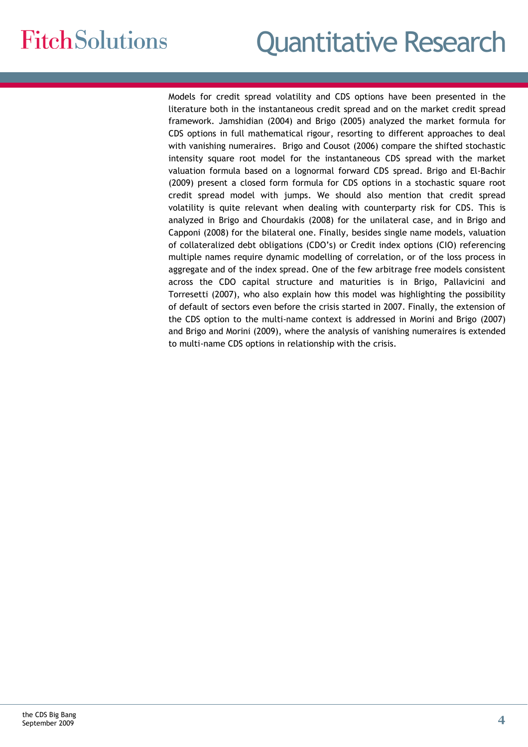Models for credit spread volatility and CDS options have been presented in the literature both in the instantaneous credit spread and on the market credit spread framework. Jamshidian (2004) and Brigo (2005) analyzed the market formula for CDS options in full mathematical rigour, resorting to different approaches to deal with vanishing numeraires. Brigo and Cousot (2006) compare the shifted stochastic intensity square root model for the instantaneous CDS spread with the market valuation formula based on a lognormal forward CDS spread. Brigo and El-Bachir (2009) present a closed form formula for CDS options in a stochastic square root credit spread model with jumps. We should also mention that credit spread volatility is quite relevant when dealing with counterparty risk for CDS. This is analyzed in Brigo and Chourdakis (2008) for the unilateral case, and in Brigo and Capponi (2008) for the bilateral one. Finally, besides single name models, valuation of collateralized debt obligations (CDO's) or Credit index options (CIO) referencing multiple names require dynamic modelling of correlation, or of the loss process in aggregate and of the index spread. One of the few arbitrage free models consistent across the CDO capital structure and maturities is in Brigo, Pallavicini and Torresetti (2007), who also explain how this model was highlighting the possibility of default of sectors even before the crisis started in 2007. Finally, the extension of the CDS option to the multi-name context is addressed in Morini and Brigo (2007) and Brigo and Morini (2009), where the analysis of vanishing numeraires is extended to multi-name CDS options in relationship with the crisis.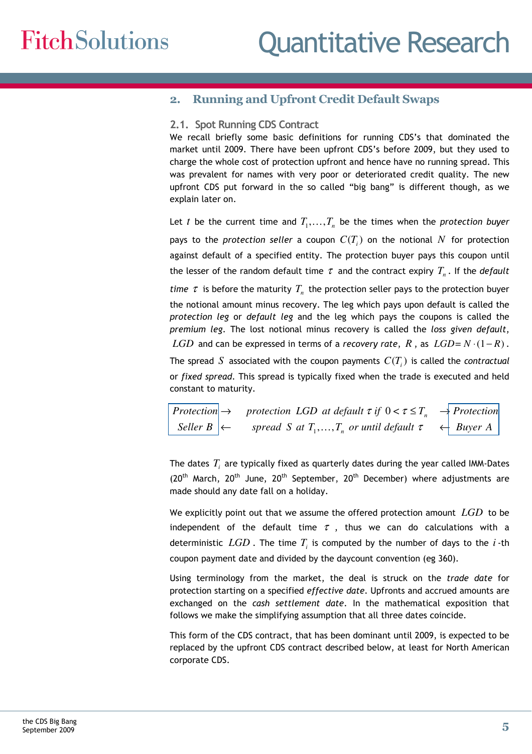## 2. Running and Upfront Credit Default Swaps

### 2.1. Spot Running CDS Contract

We recall briefly some basic definitions for running CDS's that dominated the market until 2009. There have been upfront CDS's before 2009, but they used to charge the whole cost of protection upfront and hence have no running spread. This was prevalent for names with very poor or deteriorated credit quality. The new upfront CDS put forward in the so called "big bang" is different though, as we explain later on.

Let $t$ be the current time and $T_1,\ldots,T_n$ be the times when the *protection buyer* pays to the *protection seller* a coupon $C(T_i)$ on the notional $N$ for protection against default of a specified entity. The protection buyer pays this coupon until the lesser of the random default time $\tau$ and the contract expiry $T_n$. If the *default time* $\tau$ is before the maturity $T_n$ the protection seller pays to the protection buyer the notional amount minus recovery. The leg which pays upon default is called the *protection leg* or *default leg* and the leg which pays the coupons is called the *premium leg*. The lost notional minus recovery is called the *loss given default*, $LGD$ and can be expressed in terms of a *recovery rate*, $R$, as $LGD = N \cdot (1-R)$. The spread $S$ associated with the coupon payments $C(T_i)$ is called the *contractual* or *fixed spread*. This spread is typically fixed when the trade is executed and held constant to maturity.

$$
\begin{array}{|c|}\hline \text{Protection} \\ \text{Seller } B \\ \hline\end{array}
\begin{array}{c} \rightarrow \\ \leftarrow \end{array}
\begin{array}{c} \text{protection } LGD \text{ at default } \tau \text{ if } 0 < \tau \le T_n \\ \text{spread } S \text{ at } T_1,\ldots,T_n \text{ or until default } \tau \end{array}
\begin{array}{c} \rightarrow \\ \leftarrow \end{array}
\begin{array}{|c|}\hline \text{Protection} \\ \text{Buyer } A \\ \hline\end{array}
$$

The dates $T_i$ are typically fixed as quarterly dates during the year called IMM-Dates ($20^{th}$ March, $20^{th}$ June, $20^{th}$ September, $20^{th}$ December) where adjustments are made should any date fall on a holiday.

We explicitly point out that we assume the offered protection amount $LGD$ to be independent of the default time $\tau$, thus we can do calculations with a deterministic $LGD$. The time $T_i$ is computed by the number of days to the $i$-th coupon payment date and divided by the daycount convention (eg 360).

Using terminology from the market, the deal is struck on the *trade date* for protection starting on a specified *effective date*. Upfronts and accrued amounts are exchanged on the *cash settlement date*. In the mathematical exposition that follows we make the simplifying assumption that all three dates coincide.

This form of the CDS contract, that has been dominant until 2009, is expected to be replaced by the upfront CDS contract described below, at least for North American corporate CDS.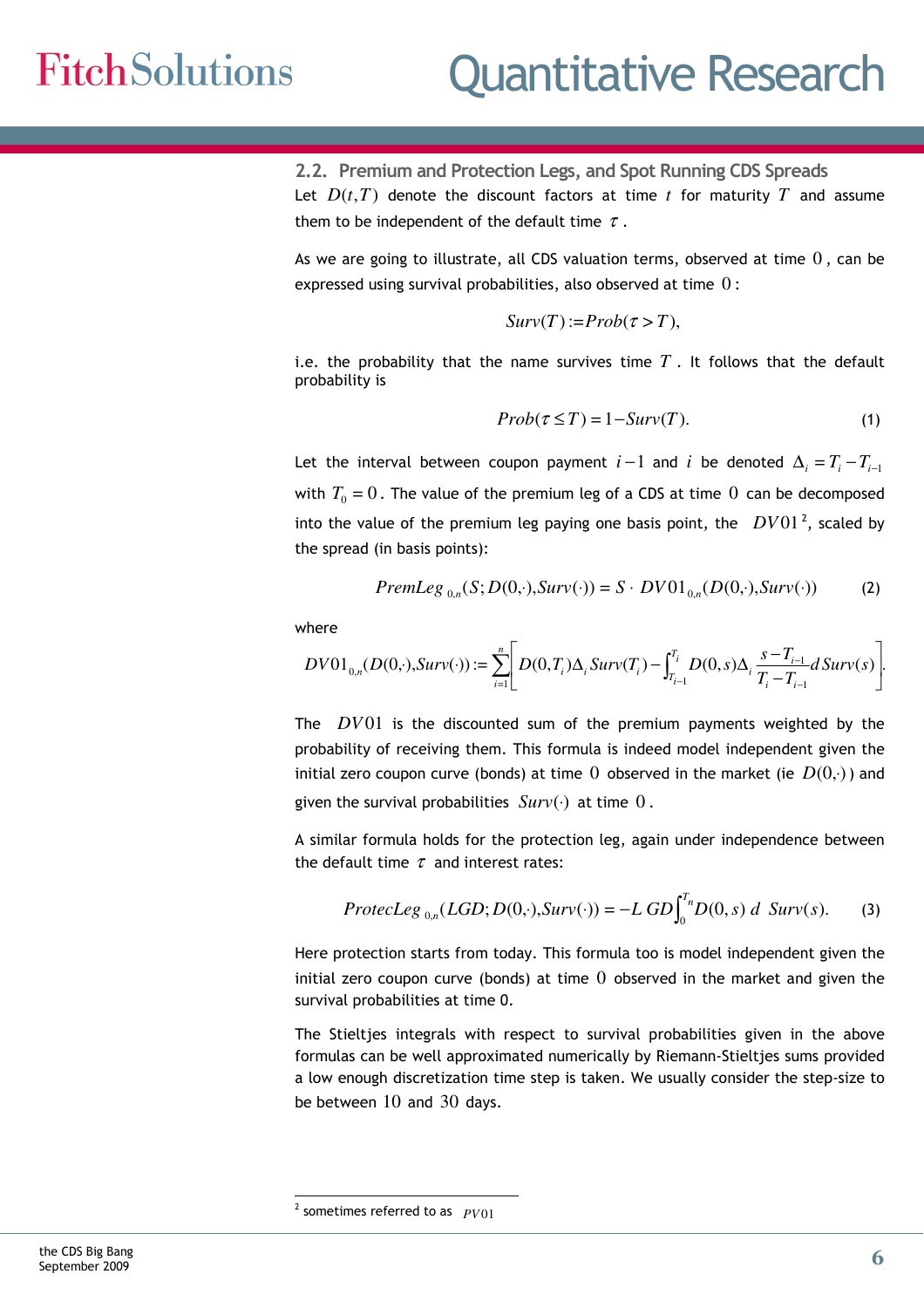## 2.2. Premium and Protection Legs, and Spot Running CDS Spreads

Let $D(t,T)$ denote the discount factors at time $t$ for maturity $T$ and assume them to be independent of the default time $\tau$.

As we are going to illustrate, all CDS valuation terms, observed at time $0$, can be expressed using survival probabilities, also observed at time $0$:

$$Surv(T) := Prob(\tau > T),$$

i.e. the probability that the name survives time $T$. It follows that the default probability is

$$Prob(\tau \leq T) = 1 - Surv(T). \tag{1}$$

Let the interval between coupon payment $i-1$ and $i$ be denoted $\Delta_i = T_i - T_{i-1}$ with $T_0 = 0$. The value of the premium leg of a CDS at time $0$ can be decomposed into the value of the premium leg paying one basis point, the $DV01$[2], scaled by the spread (in basis points):

$$PremLeg_{0,n}(S; D(0,\cdot), Surv(\cdot)) = S \cdot DV01_{0,n}(D(0,\cdot), Surv(\cdot)) \tag{2}$$

where

$$DV01_{0,n}(D(0,\cdot), Surv(\cdot)) := \sum_{i=1}^{n}\left[ D(0,T_i)\Delta_i Surv(T_i) - \int_{T_{i-1}}^{T_i} D(0,s)\Delta_i \frac{s - T_{i-1}}{T_i - T_{i-1}} dSurv(s) \right].$$

The $DV01$ is the discounted sum of the premium payments weighted by the probability of receiving them. This formula is indeed model independent given the initial zero coupon curve (bonds) at time $0$ observed in the market (ie $D(0,\cdot)$) and given the survival probabilities $Surv(\cdot)$ at time $0$.

A similar formula holds for the protection leg, again under independence between the default time $\tau$ and interest rates:

$$ProtecLeg_{0,n}(LGD; D(0,\cdot), Surv(\cdot)) = -LGD\int_0^{T_n} D(0,s)\, d\; Surv(s). \tag{3}$$

Here protection starts from today. This formula too is model independent given the initial zero coupon curve (bonds) at time $0$ observed in the market and given the survival probabilities at time 0.

The Stieltjes integrals with respect to survival probabilities given in the above formulas can be well approximated numerically by Riemann-Stieltjes sums provided a low enough discretization time step is taken. We usually consider the step-size to be between $10$ and $30$ days.

[2] sometimes referred to as $PV01$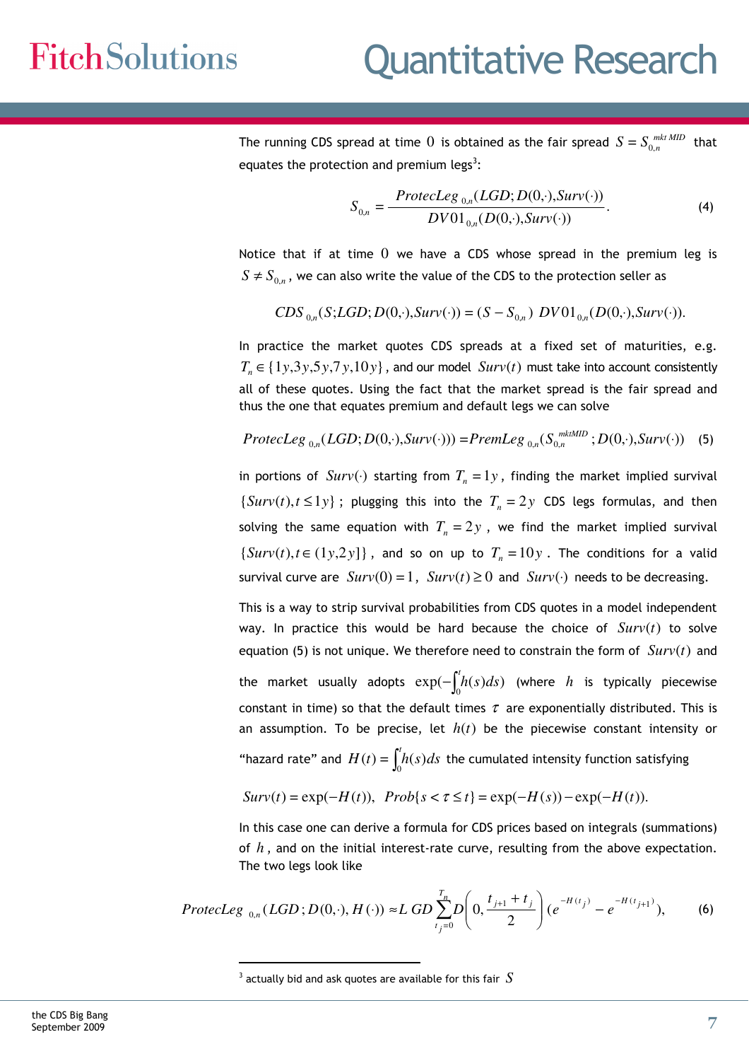The running CDS spread at time $0$ is obtained as the fair spread $S = S_{0,n}^{mkt\,MID}$ that equates the protection and premium legs[3]:

$$S_{0,n} = \frac{ProtecLeg_{0,n}(LGD; D(0,\cdot), Surv(\cdot))}{DV01_{0,n}(D(0,\cdot), Surv(\cdot))}. \tag{4}$$

Notice that if at time $0$ we have a CDS whose spread in the premium leg is $S \neq S_{0,n}$, we can also write the value of the CDS to the protection seller as

$$CDS_{0,n}(S; LGD; D(0,\cdot), Surv(\cdot)) = (S - S_{0,n})\ DV01_{0,n}(D(0,\cdot), Surv(\cdot)).$$

In practice the market quotes CDS spreads at a fixed set of maturities, e.g. $T_n \in \{1y, 3y, 5y, 7y, 10y\}$, and our model $Surv(t)$ must take into account consistently all of these quotes. Using the fact that the market spread is the fair spread and thus the one that equates premium and default legs we can solve

$$ProtecLeg_{0,n}(LGD; D(0,\cdot), Surv(\cdot)) = PremLeg_{0,n}(S_{0,n}^{mktMID}; D(0,\cdot), Surv(\cdot)) \tag{5}$$

in portions of $Surv(\cdot)$ starting from $T_n = 1y$, finding the market implied survival $\{Surv(t), t \leq 1y\}$; plugging this into the $T_n = 2y$ CDS legs formulas, and then solving the same equation with $T_n = 2y$, we find the market implied survival $\{Surv(t), t \in (1y, 2y]\}$, and so on up to $T_n = 10y$. The conditions for a valid survival curve are $Surv(0) = 1$, $Surv(t) \geq 0$ and $Surv(\cdot)$ needs to be decreasing.

This is a way to strip survival probabilities from CDS quotes in a model independent way. In practice this would be hard because the choice of $Surv(t)$ to solve equation (5) is not unique. We therefore need to constrain the form of $Surv(t)$ and the market usually adopts $\exp(-\int_0^t h(s)ds)$ (where $h$ is typically piecewise constant in time) so that the default times $\tau$ are exponentially distributed. This is an assumption. To be precise, let $h(t)$ be the piecewise constant intensity or "hazard rate" and $H(t) = \int_0^t h(s)ds$ the cumulated intensity function satisfying

$$Surv(t) = \exp(-H(t)), \quad Prob\{s < \tau \leq t\} = \exp(-H(s)) - \exp(-H(t)).$$

In this case one can derive a formula for CDS prices based on integrals (summations) of $h$, and on the initial interest-rate curve, resulting from the above expectation. The two legs look like

$$ProtecLeg_{0,n}(LGD; D(0,\cdot), H(\cdot)) \approx LGD \sum_{t_j=0}^{T_n} D\left(0, \frac{t_{j+1} + t_j}{2}\right)(e^{-H(t_j)} - e^{-H(t_{j+1})}), \tag{6}$$

[3] actually bid and ask quotes are available for this fair $S$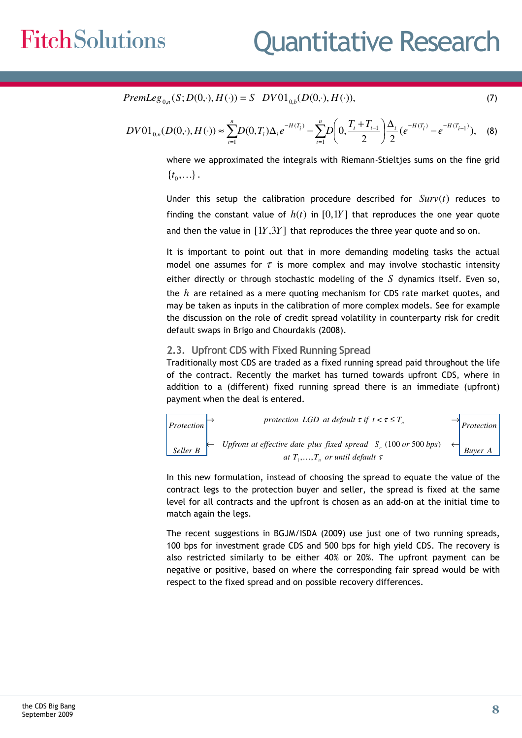$$PremLeg_{0,n}(S;D(0,\cdot),H(\cdot)) = S \quad DV01_{0,b}(D(0,\cdot),H(\cdot)), \tag{7}$$

$$DV01_{0,n}(D(0,\cdot),H(\cdot)) \approx \sum_{i=1}^{n} D(0,T_i)\Delta_i e^{-H(T_i)} - \sum_{i=1}^{n} D\left(0,\frac{T_i+T_{i-1}}{2}\right)\frac{\Delta_i}{2}(e^{-H(T_i)} - e^{-H(T_{i-1})}), \tag{8}$$

where we approximated the integrals with Riemann-Stieltjes sums on the fine grid $\{t_0,\ldots\}$.

Under this setup the calibration procedure described for $Surv(t)$ reduces to finding the constant value of $h(t)$ in $[0,1Y]$ that reproduces the one year quote and then the value in $[1Y,3Y]$ that reproduces the three year quote and so on.

It is important to point out that in more demanding modeling tasks the actual model one assumes for $\tau$ is more complex and may involve stochastic intensity either directly or through stochastic modeling of the $S$ dynamics itself. Even so, the $h$ are retained as a mere quoting mechanism for CDS rate market quotes, and may be taken as inputs in the calibration of more complex models. See for example the discussion on the role of credit spread volatility in counterparty risk for credit default swaps in Brigo and Chourdakis (2008).

## 2.3. Upfront CDS with Fixed Running Spread

Traditionally most CDS are traded as a fixed running spread paid throughout the life of the contract. Recently the market has turned towards upfront CDS, where in addition to a (different) fixed running spread there is an immediate (upfront) payment when the deal is entered.

Protection Seller B → protection LGD at default $\tau$ if $t < \tau \le T_n$ → Protection Buyer A

Protection Seller B ← Upfront at effective date plus fixed spread $S_c$ (100 or 500 bps) at $T_1,\ldots,T_n$ or until default $\tau$ ← Protection Buyer A

In this new formulation, instead of choosing the spread to equate the value of the contract legs to the protection buyer and seller, the spread is fixed at the same level for all contracts and the upfront is chosen as an add-on at the initial time to match again the legs.

The recent suggestions in BGJM/ISDA (2009) use just one of two running spreads, 100 bps for investment grade CDS and 500 bps for high yield CDS. The recovery is also restricted similarly to be either 40% or 20%. The upfront payment can be negative or positive, based on where the corresponding fair spread would be with respect to the fixed spread and on possible recovery differences.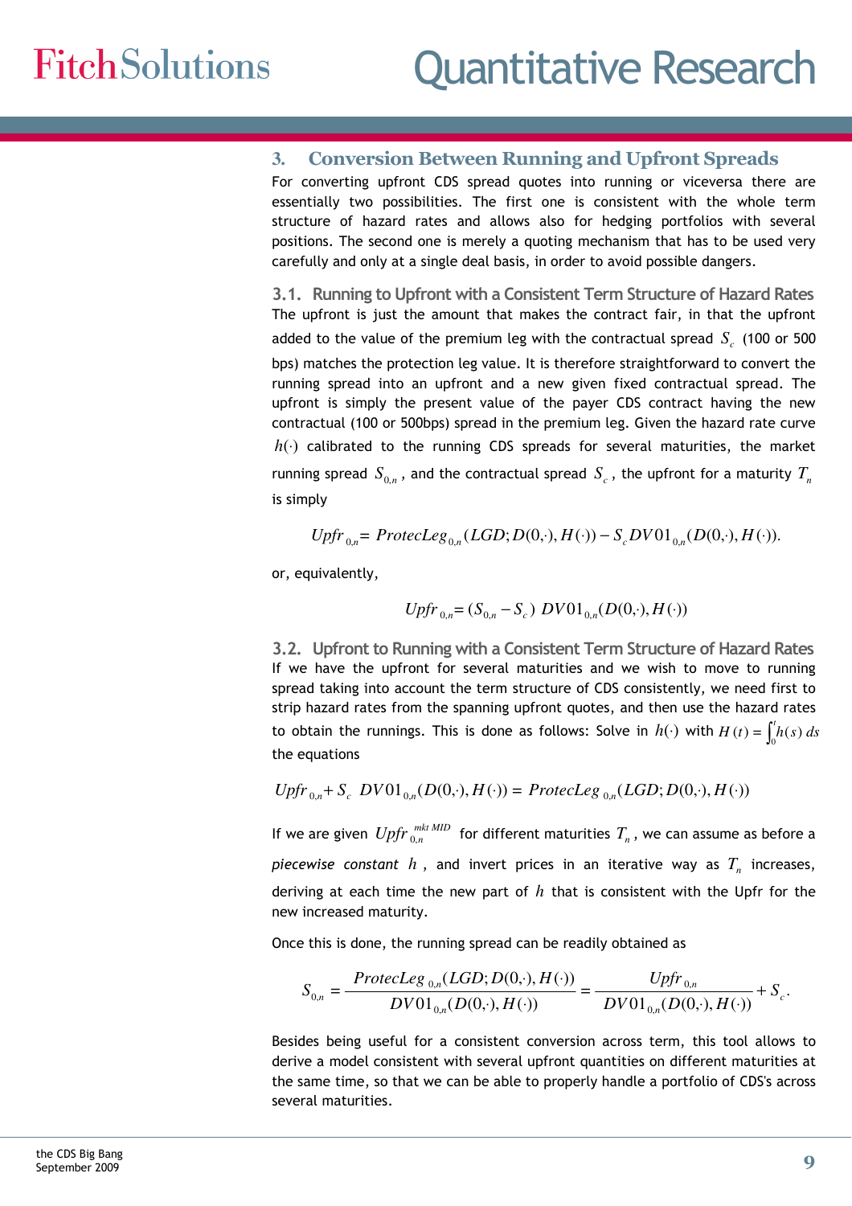## 3. Conversion Between Running and Upfront Spreads

For converting upfront CDS spread quotes into running or viceversa there are essentially two possibilities. The first one is consistent with the whole term structure of hazard rates and allows also for hedging portfolios with several positions. The second one is merely a quoting mechanism that has to be used very carefully and only at a single deal basis, in order to avoid possible dangers.

### 3.1. Running to Upfront with a Consistent Term Structure of Hazard Rates

The upfront is just the amount that makes the contract fair, in that the upfront added to the value of the premium leg with the contractual spread $S_c$ (100 or 500 bps) matches the protection leg value. It is therefore straightforward to convert the running spread into an upfront and a new given fixed contractual spread. The upfront is simply the present value of the payer CDS contract having the new contractual (100 or 500bps) spread in the premium leg. Given the hazard rate curve $h(\cdot)$ calibrated to the running CDS spreads for several maturities, the market running spread $S_{0,n}$, and the contractual spread $S_c$, the upfront for a maturity $T_n$ is simply

$$Upfr_{0,n} = ProtecLeg_{0,n}(LGD; D(0,\cdot), H(\cdot)) - S_c DV01_{0,n}(D(0,\cdot), H(\cdot)).$$

or, equivalently,

$$Upfr_{0,n} = (S_{0,n} - S_c)\ DV01_{0,n}(D(0,\cdot), H(\cdot))$$

### 3.2. Upfront to Running with a Consistent Term Structure of Hazard Rates

If we have the upfront for several maturities and we wish to move to running spread taking into account the term structure of CDS consistently, we need first to strip hazard rates from the spanning upfront quotes, and then use the hazard rates to obtain the runnings. This is done as follows: Solve in $h(\cdot)$ with $H(t) = \int_0^t h(s)\, ds$ the equations

$$Upfr_{0,n} + S_c\ DV01_{0,n}(D(0,\cdot), H(\cdot)) = ProtecLeg_{0,n}(LGD; D(0,\cdot), H(\cdot))$$

If we are given $Upfr_{0,n}^{mkt\ MID}$ for different maturities $T_n$, we can assume as before a *piecewise constant* $h$, and invert prices in an iterative way as $T_n$ increases, deriving at each time the new part of $h$ that is consistent with the Upfr for the new increased maturity.

Once this is done, the running spread can be readily obtained as

$$S_{0,n} = \frac{ProtecLeg_{0,n}(LGD; D(0,\cdot), H(\cdot))}{DV01_{0,n}(D(0,\cdot), H(\cdot))} = \frac{Upfr_{0,n}}{DV01_{0,n}(D(0,\cdot), H(\cdot))} + S_c.$$

Besides being useful for a consistent conversion across term, this tool allows to derive a model consistent with several upfront quantities on different maturities at the same time, so that we can be able to properly handle a portfolio of CDS's across several maturities.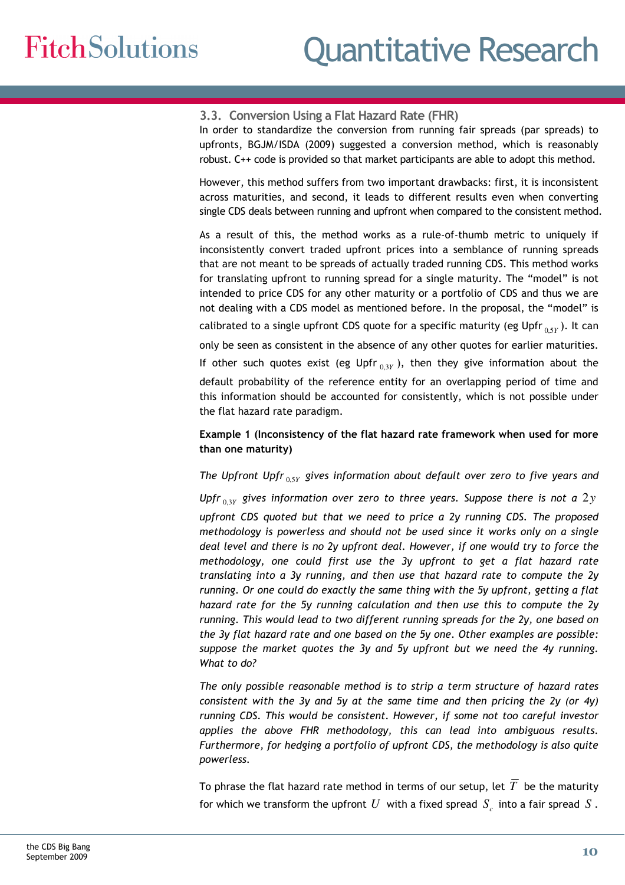### 3.3. Conversion Using a Flat Hazard Rate (FHR)

In order to standardize the conversion from running fair spreads (par spreads) to upfronts, BGJM/ISDA (2009) suggested a conversion method, which is reasonably robust. C++ code is provided so that market participants are able to adopt this method.

However, this method suffers from two important drawbacks: first, it is inconsistent across maturities, and second, it leads to different results even when converting single CDS deals between running and upfront when compared to the consistent method.

As a result of this, the method works as a rule-of-thumb metric to uniquely if inconsistently convert traded upfront prices into a semblance of running spreads that are not meant to be spreads of actually traded running CDS. This method works for translating upfront to running spread for a single maturity. The "model" is not intended to price CDS for any other maturity or a portfolio of CDS and thus we are not dealing with a CDS model as mentioned before. In the proposal, the "model" is calibrated to a single upfront CDS quote for a specific maturity (eg Upfr $_{0,5Y}$). It can only be seen as consistent in the absence of any other quotes for earlier maturities. If other such quotes exist (eg Upfr $_{0,3Y}$), then they give information about the default probability of the reference entity for an overlapping period of time and this information should be accounted for consistently, which is not possible under the flat hazard rate paradigm.

**Example 1 (Inconsistency of the flat hazard rate framework when used for more than one maturity)**

*The Upfront Upfr* $_{0,5Y}$ *gives information about default over zero to five years and Upfr* $_{0,3Y}$ *gives information over zero to three years. Suppose there is not a* $2y$ *upfront CDS quoted but that we need to price a 2y running CDS. The proposed methodology is powerless and should not be used since it works only on a single deal level and there is no 2y upfront deal. However, if one would try to force the methodology, one could first use the 3y upfront to get a flat hazard rate translating into a 3y running, and then use that hazard rate to compute the 2y running. Or one could do exactly the same thing with the 5y upfront, getting a flat hazard rate for the 5y running calculation and then use this to compute the 2y running. This would lead to two different running spreads for the 2y, one based on the 3y flat hazard rate and one based on the 5y one. Other examples are possible: suppose the market quotes the 3y and 5y upfront but we need the 4y running. What to do?*

*The only possible reasonable method is to strip a term structure of hazard rates consistent with the 3y and 5y at the same time and then pricing the 2y (or 4y) running CDS. This would be consistent. However, if some not too careful investor applies the above FHR methodology, this can lead into ambiguous results. Furthermore, for hedging a portfolio of upfront CDS, the methodology is also quite powerless.*

To phrase the flat hazard rate method in terms of our setup, let $\overline{T}$ be the maturity for which we transform the upfront $U$ with a fixed spread $S_c$ into a fair spread $S$.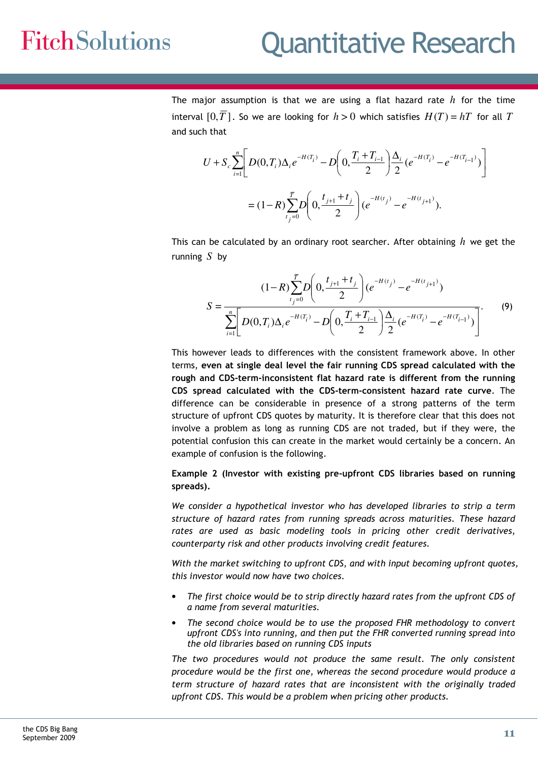The major assumption is that we are using a flat hazard rate $h$ for the time interval $[0, \overline{T}]$. So we are looking for $h > 0$ which satisfies $H(T) = hT$ for all $T$ and such that

$$U + S_c \sum_{i=1}^{n} \left[ D(0,T_i)\Delta_i e^{-H(T_i)} - D\left(0, \frac{T_i + T_{i-1}}{2}\right) \frac{\Delta_i}{2} (e^{-H(T_i)} - e^{-H(T_{i-1})}) \right]$$
$$= (1-R) \sum_{t_j=0}^{\overline{T}} D\left(0, \frac{t_{j+1} + t_j}{2}\right) (e^{-H(t_j)} - e^{-H(t_{j+1})}).$$

This can be calculated by an ordinary root searcher. After obtaining $h$ we get the running $S$ by

$$S = \frac{(1-R) \sum_{t_j=0}^{\overline{T}} D\left(0, \frac{t_{j+1} + t_j}{2}\right) (e^{-H(t_j)} - e^{-H(t_{j+1})})}{\sum_{i=1}^{n} \left[ D(0,T_i)\Delta_i e^{-H(T_i)} - D\left(0, \frac{T_i + T_{i-1}}{2}\right) \frac{\Delta_i}{2} (e^{-H(T_i)} - e^{-H(T_{i-1})}) \right]}. \quad (9)$$

This however leads to differences with the consistent framework above. In other terms, **even at single deal level the fair running CDS spread calculated with the rough and CDS-term-inconsistent flat hazard rate is different from the running CDS spread calculated with the CDS-term-consistent hazard rate curve**. The difference can be considerable in presence of a strong patterns of the term structure of upfront CDS quotes by maturity. It is therefore clear that this does not involve a problem as long as running CDS are not traded, but if they were, the potential confusion this can create in the market would certainly be a concern. An example of confusion is the following.

**Example 2 (Investor with existing pre-upfront CDS libraries based on running spreads).**

*We consider a hypothetical investor who has developed libraries to strip a term structure of hazard rates from running spreads across maturities. These hazard rates are used as basic modeling tools in pricing other credit derivatives, counterparty risk and other products involving credit features.*

*With the market switching to upfront CDS, and with input becoming upfront quotes, this investor would now have two choices.*

- *The first choice would be to strip directly hazard rates from the upfront CDS of a name from several maturities.*
- *The second choice would be to use the proposed FHR methodology to convert upfront CDS's into running, and then put the FHR converted running spread into the old libraries based on running CDS inputs*

*The two procedures would not produce the same result. The only consistent procedure would be the first one, whereas the second procedure would produce a term structure of hazard rates that are inconsistent with the originally traded upfront CDS. This would be a problem when pricing other products.*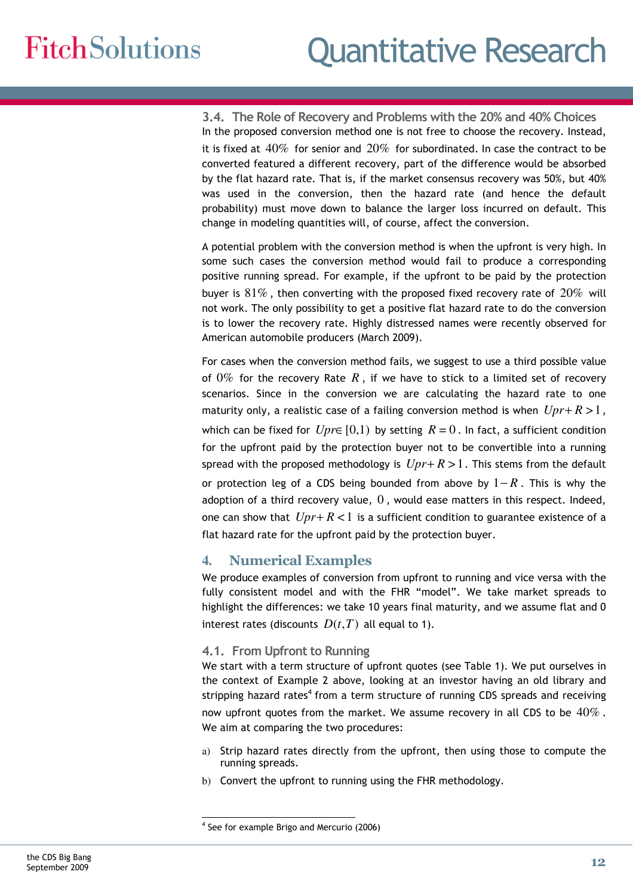### 3.4. The Role of Recovery and Problems with the 20% and 40% Choices

In the proposed conversion method one is not free to choose the recovery. Instead, it is fixed at $40\%$ for senior and $20\%$ for subordinated. In case the contract to be converted featured a different recovery, part of the difference would be absorbed by the flat hazard rate. That is, if the market consensus recovery was 50%, but 40% was used in the conversion, then the hazard rate (and hence the default probability) must move down to balance the larger loss incurred on default. This change in modeling quantities will, of course, affect the conversion.

A potential problem with the conversion method is when the upfront is very high. In some such cases the conversion method would fail to produce a corresponding positive running spread. For example, if the upfront to be paid by the protection buyer is $81\%$, then converting with the proposed fixed recovery rate of $20\%$ will not work. The only possibility to get a positive flat hazard rate to do the conversion is to lower the recovery rate. Highly distressed names were recently observed for American automobile producers (March 2009).

For cases when the conversion method fails, we suggest to use a third possible value of $0\%$ for the recovery Rate $R$, if we have to stick to a limited set of recovery scenarios. Since in the conversion we are calculating the hazard rate to one maturity only, a realistic case of a failing conversion method is when $Upr + R > 1$, which can be fixed for $Upr \in [0,1)$ by setting $R = 0$. In fact, a sufficient condition for the upfront paid by the protection buyer not to be convertible into a running spread with the proposed methodology is $Upr + R > 1$. This stems from the default or protection leg of a CDS being bounded from above by $1 - R$. This is why the adoption of a third recovery value, $0$, would ease matters in this respect. Indeed, one can show that $Upr + R < 1$ is a sufficient condition to guarantee existence of a flat hazard rate for the upfront paid by the protection buyer.

## 4. Numerical Examples

We produce examples of conversion from upfront to running and vice versa with the fully consistent model and with the FHR "model". We take market spreads to highlight the differences: we take 10 years final maturity, and we assume flat and 0 interest rates (discounts $D(t,T)$ all equal to 1).

### 4.1. From Upfront to Running

We start with a term structure of upfront quotes (see Table 1). We put ourselves in the context of Example 2 above, looking at an investor having an old library and stripping hazard rates[4] from a term structure of running CDS spreads and receiving now upfront quotes from the market. We assume recovery in all CDS to be $40\%$. We aim at comparing the two procedures:

a) Strip hazard rates directly from the upfront, then using those to compute the running spreads.

b) Convert the upfront to running using the FHR methodology.

[4] See for example Brigo and Mercurio (2006)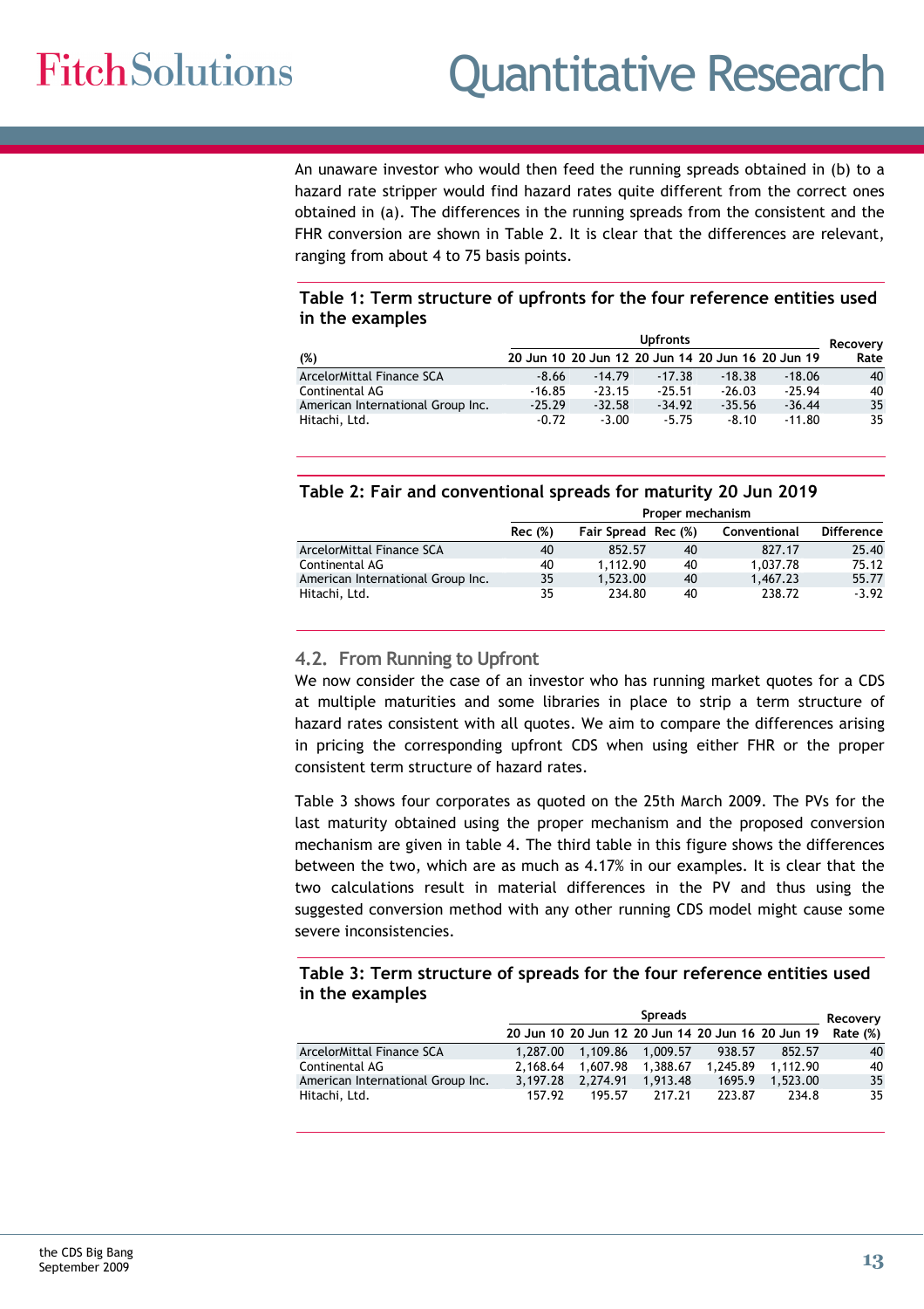An unaware investor who would then feed the running spreads obtained in (b) to a hazard rate stripper would find hazard rates quite different from the correct ones obtained in (a). The differences in the running spreads from the consistent and the FHR conversion are shown in Table 2. It is clear that the differences are relevant, ranging from about 4 to 75 basis points.

**Table 1: Term structure of upfronts for the four reference entities used in the examples**

| | Upfronts | | | | | Recovery |
|---|---|---|---|---|---|---|
| (%) | 20 Jun 10 | 20 Jun 12 | 20 Jun 14 | 20 Jun 16 | 20 Jun 19 | Rate |
| ArcelorMittal Finance SCA | -8.66 | -14.79 | -17.38 | -18.38 | -18.06 | 40 |
| Continental AG | -16.85 | -23.15 | -25.51 | -26.03 | -25.94 | 40 |
| American International Group Inc. | -25.29 | -32.58 | -34.92 | -35.56 | -36.44 | 35 |
| Hitachi, Ltd. | -0.72 | -3.00 | -5.75 | -8.10 | -11.80 | 35 |

**Table 2: Fair and conventional spreads for maturity 20 Jun 2019**

| | Proper mechanism | | | | |
|---|---|---|---|---|---|
| | Rec (%) | Fair Spread | Rec (%) | Conventional | Difference |
| ArcelorMittal Finance SCA | 40 | 852.57 | 40 | 827.17 | 25.40 |
| Continental AG | 40 | 1,112.90 | 40 | 1,037.78 | 75.12 |
| American International Group Inc. | 35 | 1,523.00 | 40 | 1,467.23 | 55.77 |
| Hitachi, Ltd. | 35 | 234.80 | 40 | 238.72 | -3.92 |

## 4.2. From Running to Upfront

We now consider the case of an investor who has running market quotes for a CDS at multiple maturities and some libraries in place to strip a term structure of hazard rates consistent with all quotes. We aim to compare the differences arising in pricing the corresponding upfront CDS when using either FHR or the proper consistent term structure of hazard rates.

Table 3 shows four corporates as quoted on the 25th March 2009. The PVs for the last maturity obtained using the proper mechanism and the proposed conversion mechanism are given in table 4. The third table in this figure shows the differences between the two, which are as much as 4.17% in our examples. It is clear that the two calculations result in material differences in the PV and thus using the suggested conversion method with any other running CDS model might cause some severe inconsistencies.

**Table 3: Term structure of spreads for the four reference entities used in the examples**

| | Spreads | | | | | Recovery |
|---|---|---|---|---|---|---|
| | 20 Jun 10 | 20 Jun 12 | 20 Jun 14 | 20 Jun 16 | 20 Jun 19 | Rate (%) |
| ArcelorMittal Finance SCA | 1,287.00 | 1,109.86 | 1,009.57 | 938.57 | 852.57 | 40 |
| Continental AG | 2,168.64 | 1,607.98 | 1,388.67 | 1,245.89 | 1,112.90 | 40 |
| American International Group Inc. | 3,197.28 | 2,274.91 | 1,913.48 | 1695.9 | 1,523.00 | 35 |
| Hitachi, Ltd. | 157.92 | 195.57 | 217.21 | 223.87 | 234.8 | 35 |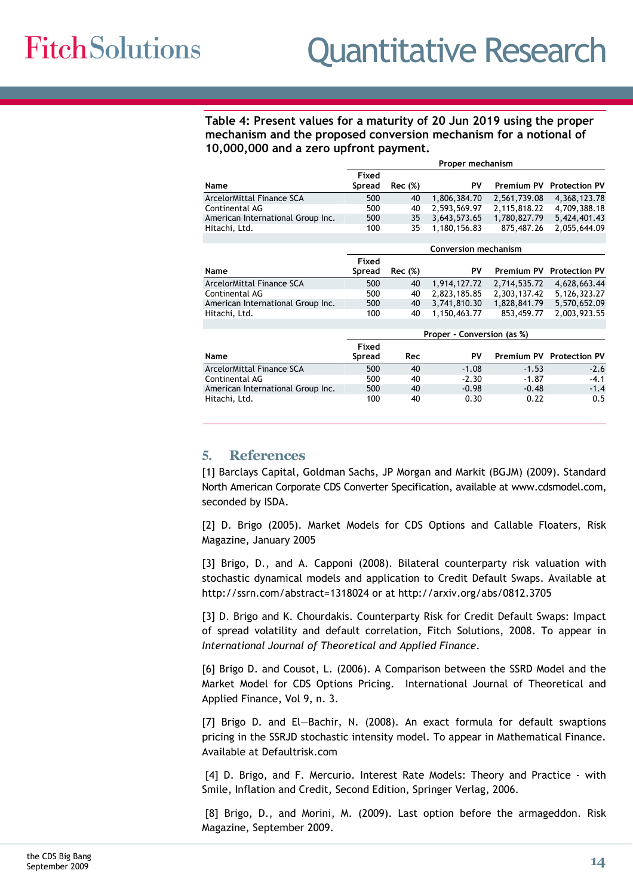**Table 4: Present values for a maturity of 20 Jun 2019 using the proper mechanism and the proposed conversion mechanism for a notional of 10,000,000 and a zero upfront payment.**

| | Proper mechanism | | | | |
|---|---|---|---|---|---|
| Name | Fixed Spread | Rec (%) | PV | Premium PV | Protection PV |
| ArcelorMittal Finance SCA | 500 | 40 | 1,806,384.70 | 2,561,739.08 | 4,368,123.78 |
| Continental AG | 500 | 40 | 2,593,569.97 | 2,115,818.22 | 4,709,388.18 |
| American International Group Inc. | 500 | 35 | 3,643,573.65 | 1,780,827.79 | 5,424,401.43 |
| Hitachi, Ltd. | 100 | 35 | 1,180,156.83 | 875,487.26 | 2,055,644.09 |

| | Conversion mechanism | | | | |
|---|---|---|---|---|---|
| Name | Fixed Spread | Rec (%) | PV | Premium PV | Protection PV |
| ArcelorMittal Finance SCA | 500 | 40 | 1,914,127.72 | 2,714,535.72 | 4,628,663.44 |
| Continental AG | 500 | 40 | 2,823,185.85 | 2,303,137.42 | 5,126,323.27 |
| American International Group Inc. | 500 | 40 | 3,741,810.30 | 1,828,841.79 | 5,570,652.09 |
| Hitachi, Ltd. | 100 | 40 | 1,150,463.77 | 853,459.77 | 2,003,923.55 |

| | Proper - Conversion (as %) | | | | |
|---|---|---|---|---|---|
| Name | Fixed Spread | Rec | PV | Premium PV | Protection PV |
| ArcelorMittal Finance SCA | 500 | 40 | -1.08 | -1.53 | -2.6 |
| Continental AG | 500 | 40 | -2.30 | -1.87 | -4.1 |
| American International Group Inc. | 500 | 40 | -0.98 | -0.48 | -1.4 |
| Hitachi, Ltd. | 100 | 40 | 0.30 | 0.22 | 0.5 |

## 5. References

[1] Barclays Capital, Goldman Sachs, JP Morgan and Markit (BGJM) (2009). Standard North American Corporate CDS Converter Specification, available at www.cdsmodel.com, seconded by ISDA.

[2] D. Brigo (2005). Market Models for CDS Options and Callable Floaters, Risk Magazine, January 2005

[3] Brigo, D., and A. Capponi (2008). Bilateral counterparty risk valuation with stochastic dynamical models and application to Credit Default Swaps. Available at http://ssrn.com/abstract=1318024 or at http://arxiv.org/abs/0812.3705

[3] D. Brigo and K. Chourdakis. Counterparty Risk for Credit Default Swaps: Impact of spread volatility and default correlation, Fitch Solutions, 2008. To appear in *International Journal of Theoretical and Applied Finance*.

[6] Brigo D. and Cousot, L. (2006). A Comparison between the SSRD Model and the Market Model for CDS Options Pricing. International Journal of Theoretical and Applied Finance, Vol 9, n. 3.

[7] Brigo D. and El—Bachir, N. (2008). An exact formula for default swaptions pricing in the SSRJD stochastic intensity model. To appear in Mathematical Finance. Available at Defaultrisk.com

[4] D. Brigo, and F. Mercurio. Interest Rate Models: Theory and Practice - with Smile, Inflation and Credit, Second Edition, Springer Verlag, 2006.

[8] Brigo, D., and Morini, M. (2009). Last option before the armageddon. Risk Magazine, September 2009.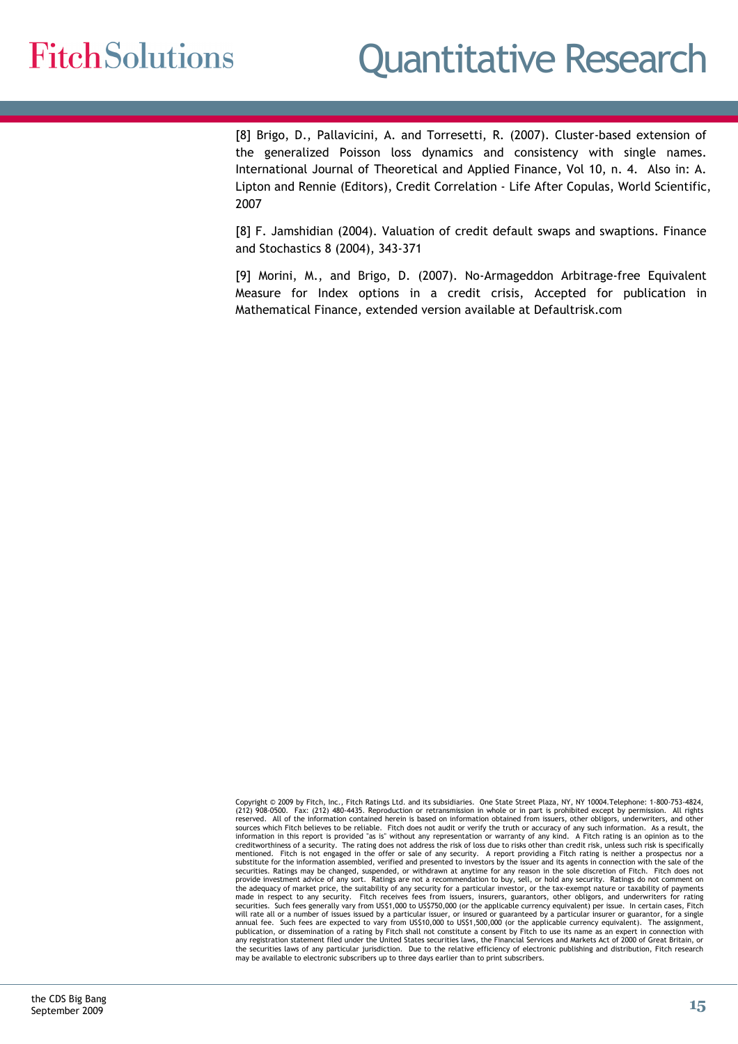[8] Brigo, D., Pallavicini, A. and Torresetti, R. (2007). Cluster-based extension of the generalized Poisson loss dynamics and consistency with single names. International Journal of Theoretical and Applied Finance, Vol 10, n. 4. Also in: A. Lipton and Rennie (Editors), Credit Correlation - Life After Copulas, World Scientific, 2007

[8] F. Jamshidian (2004). Valuation of credit default swaps and swaptions. Finance and Stochastics 8 (2004), 343-371

[9] Morini, M., and Brigo, D. (2007). No-Armageddon Arbitrage-free Equivalent Measure for Index options in a credit crisis, Accepted for publication in Mathematical Finance, extended version available at Defaultrisk.com

Copyright © 2009 by Fitch, Inc., Fitch Ratings Ltd. and its subsidiaries. One State Street Plaza, NY, NY 10004.Telephone: 1-800-753-4824, (212) 908-0500. Fax: (212) 480-4435. Reproduction or retransmission in whole or in part is prohibited except by permission. All rights reserved. All of the information contained herein is based on information obtained from issuers, other obligors, underwriters, and other sources which Fitch believes to be reliable. Fitch does not audit or verify the truth or accuracy of any such information. As a result, the information in this report is provided "as is" without any representation or warranty of any kind. A Fitch rating is an opinion as to the creditworthiness of a security. The rating does not address the risk of loss due to risks other than credit risk, unless such risk is specifically mentioned. Fitch is not engaged in the offer or sale of any security. A report providing a Fitch rating is neither a prospectus nor a substitute for the information assembled, verified and presented to investors by the issuer and its agents in connection with the sale of the securities. Ratings may be changed, suspended, or withdrawn at anytime for any reason in the sole discretion of Fitch. Fitch does not provide investment advice of any sort. Ratings are not a recommendation to buy, sell, or hold any security. Ratings do not comment on the adequacy of market price, the suitability of any security for a particular investor, or the tax-exempt nature or taxability of payments made in respect to any security. Fitch receives fees from issuers, insurers, guarantors, other obligors, and underwriters for rating securities. Such fees generally vary from US$1,000 to US$750,000 (or the applicable currency equivalent) per issue. In certain cases, Fitch will rate all or a number of issues issued by a particular issuer, or insured or guaranteed by a particular insurer or guarantor, for a single annual fee. Such fees are expected to vary from US$10,000 to US$1,500,000 (or the applicable currency equivalent). The assignment, publication, or dissemination of a rating by Fitch shall not constitute a consent by Fitch to use its name as an expert in connection with any registration statement filed under the United States securities laws, the Financial Services and Markets Act of 2000 of Great Britain, or the securities laws of any particular jurisdiction. Due to the relative efficiency of electronic publishing and distribution, Fitch research may be available to electronic subscribers up to three days earlier than to print subscribers.